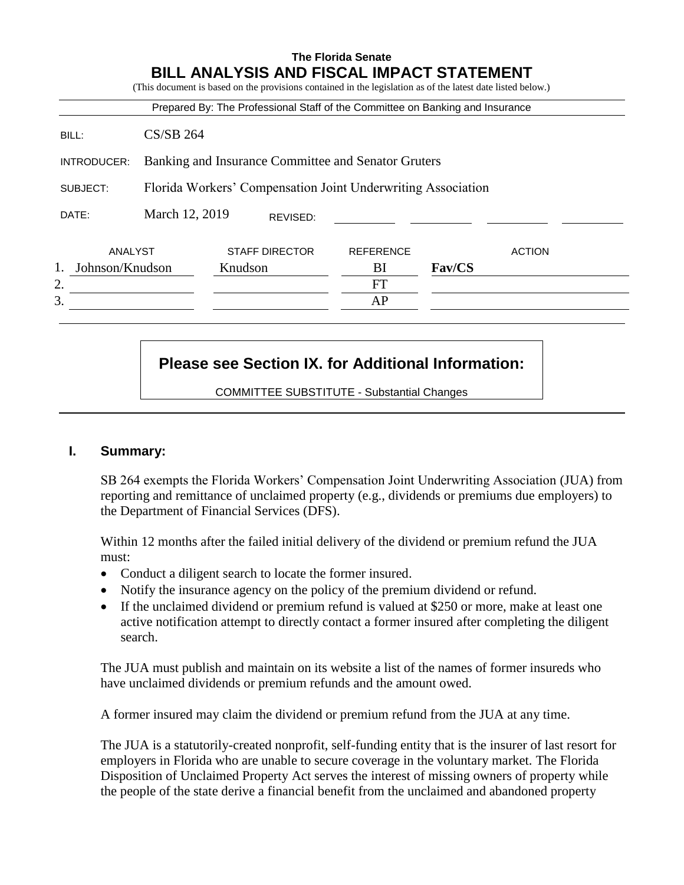**The Florida Senate**

# BILL ANALYSIS AND FISCAL IMPACT STATEMENT

(This document is based on the provisions contained in the legislation as of the latest date listed below.)

Prepared By: The Professional Staff of the Committee on Banking and Insurance

| | |
|---|---|
| BILL: | CS/SB 264 |
| INTRODUCER: | Banking and Insurance Committee and Senator Gruters |
| SUBJECT: | Florida Workers' Compensation Joint Underwriting Association |
| DATE: | March 12, 2019 REVISED: |

| | ANALYST | STAFF DIRECTOR | REFERENCE | ACTION |
|---|---|---|---|---|
| 1. | Johnson/Knudson | Knudson | BI | **Fav/CS** |
| 2. | | | FT | |
| 3. | | | AP | |

**Please see Section IX. for Additional Information:**

COMMITTEE SUBSTITUTE - Substantial Changes

## I. Summary:

SB 264 exempts the Florida Workers' Compensation Joint Underwriting Association (JUA) from reporting and remittance of unclaimed property (e.g., dividends or premiums due employers) to the Department of Financial Services (DFS).

Within 12 months after the failed initial delivery of the dividend or premium refund the JUA must:

- Conduct a diligent search to locate the former insured.
- Notify the insurance agency on the policy of the premium dividend or refund.
- If the unclaimed dividend or premium refund is valued at $250 or more, make at least one active notification attempt to directly contact a former insured after completing the diligent search.

The JUA must publish and maintain on its website a list of the names of former insureds who have unclaimed dividends or premium refunds and the amount owed.

A former insured may claim the dividend or premium refund from the JUA at any time.

The JUA is a statutorily-created nonprofit, self-funding entity that is the insurer of last resort for employers in Florida who are unable to secure coverage in the voluntary market. The Florida Disposition of Unclaimed Property Act serves the interest of missing owners of property while the people of the state derive a financial benefit from the unclaimed and abandoned property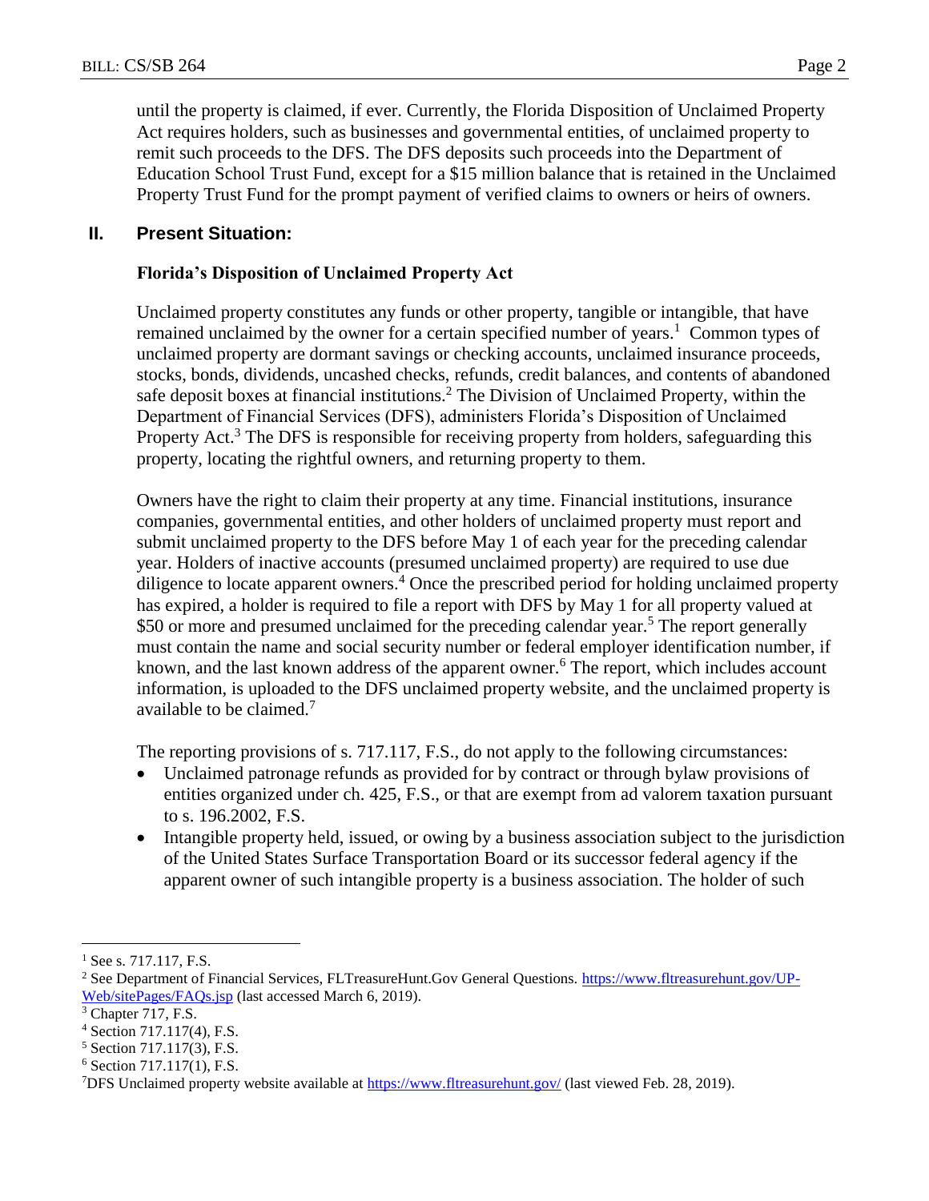until the property is claimed, if ever. Currently, the Florida Disposition of Unclaimed Property Act requires holders, such as businesses and governmental entities, of unclaimed property to remit such proceeds to the DFS. The DFS deposits such proceeds into the Department of Education School Trust Fund, except for a $15 million balance that is retained in the Unclaimed Property Trust Fund for the prompt payment of verified claims to owners or heirs of owners.

## II. Present Situation:

### Florida's Disposition of Unclaimed Property Act

Unclaimed property constitutes any funds or other property, tangible or intangible, that have remained unclaimed by the owner for a certain specified number of years.[1] Common types of unclaimed property are dormant savings or checking accounts, unclaimed insurance proceeds, stocks, bonds, dividends, uncashed checks, refunds, credit balances, and contents of abandoned safe deposit boxes at financial institutions.[2] The Division of Unclaimed Property, within the Department of Financial Services (DFS), administers Florida's Disposition of Unclaimed Property Act.[3] The DFS is responsible for receiving property from holders, safeguarding this property, locating the rightful owners, and returning property to them.

Owners have the right to claim their property at any time. Financial institutions, insurance companies, governmental entities, and other holders of unclaimed property must report and submit unclaimed property to the DFS before May 1 of each year for the preceding calendar year. Holders of inactive accounts (presumed unclaimed property) are required to use due diligence to locate apparent owners.[4] Once the prescribed period for holding unclaimed property has expired, a holder is required to file a report with DFS by May 1 for all property valued at $50 or more and presumed unclaimed for the preceding calendar year.[5] The report generally must contain the name and social security number or federal employer identification number, if known, and the last known address of the apparent owner.[6] The report, which includes account information, is uploaded to the DFS unclaimed property website, and the unclaimed property is available to be claimed.[7]

The reporting provisions of s. 717.117, F.S., do not apply to the following circumstances:

- Unclaimed patronage refunds as provided for by contract or through bylaw provisions of entities organized under ch. 425, F.S., or that are exempt from ad valorem taxation pursuant to s. 196.2002, F.S.
- Intangible property held, issued, or owing by a business association subject to the jurisdiction of the United States Surface Transportation Board or its successor federal agency if the apparent owner of such intangible property is a business association. The holder of such

---

[1] See s. 717.117, F.S.

[2] See Department of Financial Services, FLTreasureHunt.Gov General Questions. https://www.fltreasurehunt.gov/UP-Web/sitePages/FAQs.jsp (last accessed March 6, 2019).

[3] Chapter 717, F.S.

[4] Section 717.117(4), F.S.

[5] Section 717.117(3), F.S.

[6] Section 717.117(1), F.S.

[7] DFS Unclaimed property website available at https://www.fltreasurehunt.gov/ (last viewed Feb. 28, 2019).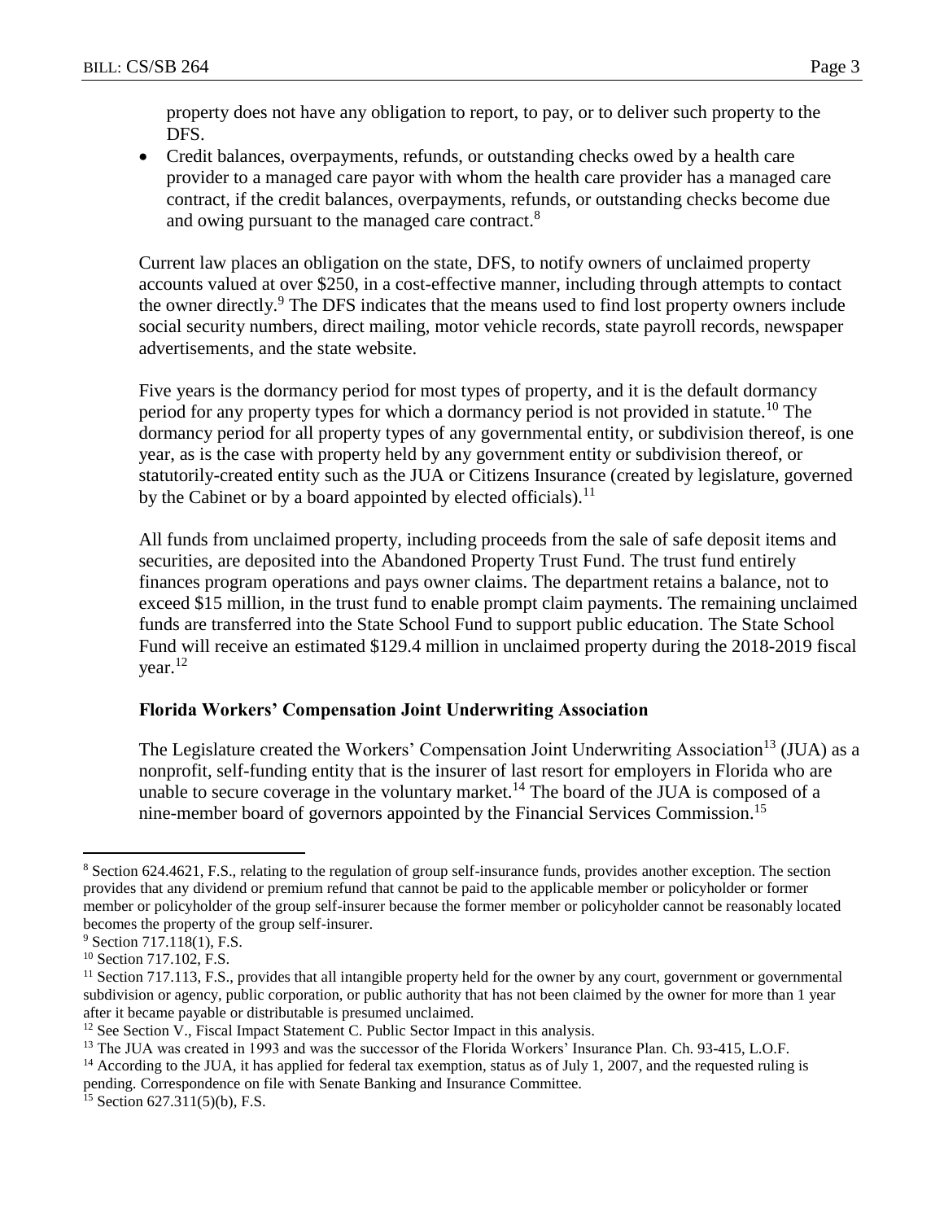property does not have any obligation to report, to pay, or to deliver such property to the DFS.

- Credit balances, overpayments, refunds, or outstanding checks owed by a health care provider to a managed care payor with whom the health care provider has a managed care contract, if the credit balances, overpayments, refunds, or outstanding checks become due and owing pursuant to the managed care contract.[8]

Current law places an obligation on the state, DFS, to notify owners of unclaimed property accounts valued at over $250, in a cost-effective manner, including through attempts to contact the owner directly.[9] The DFS indicates that the means used to find lost property owners include social security numbers, direct mailing, motor vehicle records, state payroll records, newspaper advertisements, and the state website.

Five years is the dormancy period for most types of property, and it is the default dormancy period for any property types for which a dormancy period is not provided in statute.[10] The dormancy period for all property types of any governmental entity, or subdivision thereof, is one year, as is the case with property held by any government entity or subdivision thereof, or statutorily-created entity such as the JUA or Citizens Insurance (created by legislature, governed by the Cabinet or by a board appointed by elected officials).[11]

All funds from unclaimed property, including proceeds from the sale of safe deposit items and securities, are deposited into the Abandoned Property Trust Fund. The trust fund entirely finances program operations and pays owner claims. The department retains a balance, not to exceed $15 million, in the trust fund to enable prompt claim payments. The remaining unclaimed funds are transferred into the State School Fund to support public education. The State School Fund will receive an estimated $129.4 million in unclaimed property during the 2018-2019 fiscal year.[12]

**Florida Workers' Compensation Joint Underwriting Association**

The Legislature created the Workers' Compensation Joint Underwriting Association[13] (JUA) as a nonprofit, self-funding entity that is the insurer of last resort for employers in Florida who are unable to secure coverage in the voluntary market.[14] The board of the JUA is composed of a nine-member board of governors appointed by the Financial Services Commission.[15]

---

[8] Section 624.4621, F.S., relating to the regulation of group self-insurance funds, provides another exception. The section provides that any dividend or premium refund that cannot be paid to the applicable member or policyholder or former member or policyholder of the group self-insurer because the former member or policyholder cannot be reasonably located becomes the property of the group self-insurer.

[9] Section 717.118(1), F.S.

[10] Section 717.102, F.S.

[11] Section 717.113, F.S., provides that all intangible property held for the owner by any court, government or governmental subdivision or agency, public corporation, or public authority that has not been claimed by the owner for more than 1 year after it became payable or distributable is presumed unclaimed.

[12] See Section V., Fiscal Impact Statement C. Public Sector Impact in this analysis.

[13] The JUA was created in 1993 and was the successor of the Florida Workers' Insurance Plan. Ch. 93-415, L.O.F.

[14] According to the JUA, it has applied for federal tax exemption, status as of July 1, 2007, and the requested ruling is pending. Correspondence on file with Senate Banking and Insurance Committee.

[15] Section 627.311(5)(b), F.S.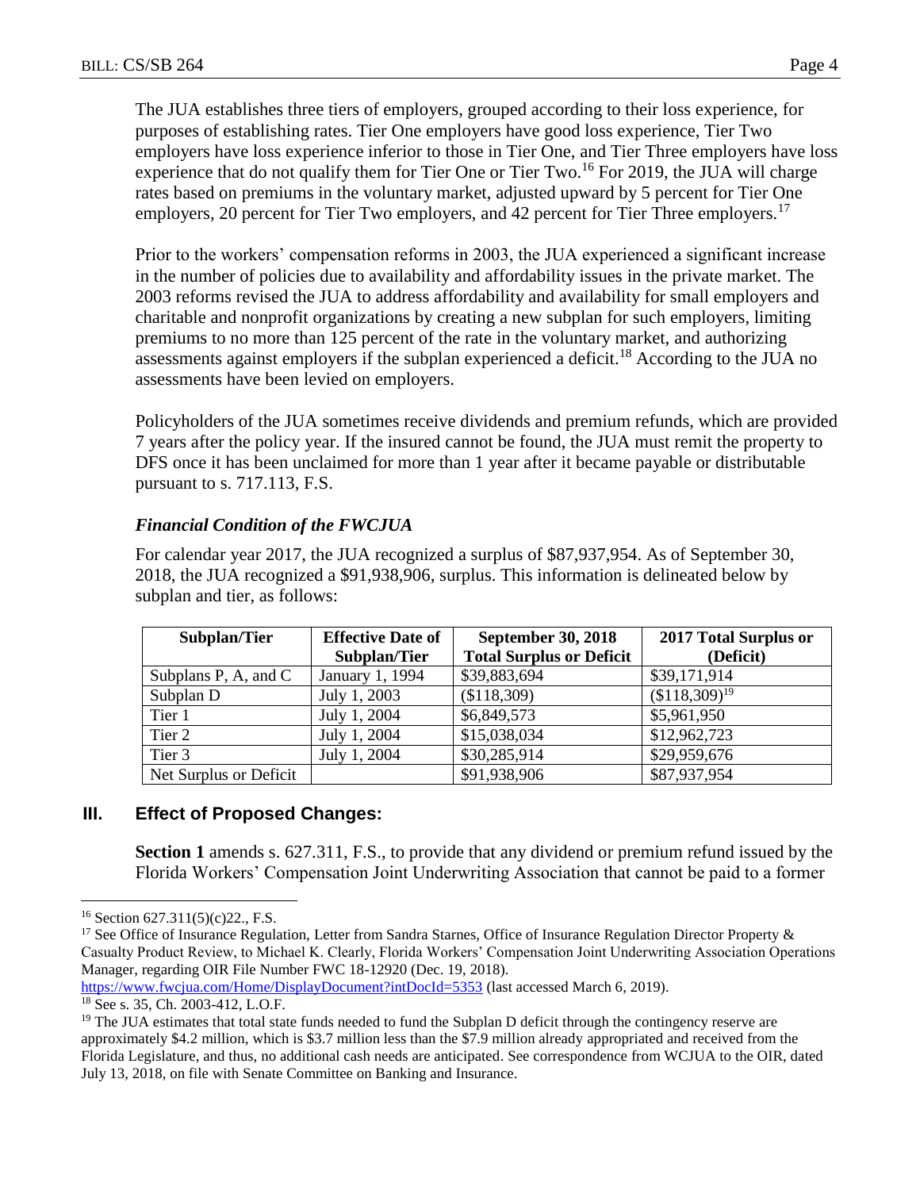The JUA establishes three tiers of employers, grouped according to their loss experience, for purposes of establishing rates. Tier One employers have good loss experience, Tier Two employers have loss experience inferior to those in Tier One, and Tier Three employers have loss experience that do not qualify them for Tier One or Tier Two.[16] For 2019, the JUA will charge rates based on premiums in the voluntary market, adjusted upward by 5 percent for Tier One employers, 20 percent for Tier Two employers, and 42 percent for Tier Three employers.[17]

Prior to the workers' compensation reforms in 2003, the JUA experienced a significant increase in the number of policies due to availability and affordability issues in the private market. The 2003 reforms revised the JUA to address affordability and availability for small employers and charitable and nonprofit organizations by creating a new subplan for such employers, limiting premiums to no more than 125 percent of the rate in the voluntary market, and authorizing assessments against employers if the subplan experienced a deficit.[18] According to the JUA no assessments have been levied on employers.

Policyholders of the JUA sometimes receive dividends and premium refunds, which are provided 7 years after the policy year. If the insured cannot be found, the JUA must remit the property to DFS once it has been unclaimed for more than 1 year after it became payable or distributable pursuant to s. 717.113, F.S.

### *Financial Condition of the FWCJUA*

For calendar year 2017, the JUA recognized a surplus of $87,937,954. As of September 30, 2018, the JUA recognized a $91,938,906, surplus. This information is delineated below by subplan and tier, as follows:

| Subplan/Tier | Effective Date of Subplan/Tier | September 30, 2018 Total Surplus or Deficit | 2017 Total Surplus or (Deficit) |
|---|---|---|---|
| Subplans P, A, and C | January 1, 1994 | $39,883,694 | $39,171,914 |
| Subplan D | July 1, 2003 | ($118,309) | ($118,309)[19] |
| Tier 1 | July 1, 2004 | $6,849,573 | $5,961,950 |
| Tier 2 | July 1, 2004 | $15,038,034 | $12,962,723 |
| Tier 3 | July 1, 2004 | $30,285,914 | $29,959,676 |
| Net Surplus or Deficit | | $91,938,906 | $87,937,954 |

## III. Effect of Proposed Changes:

**Section 1** amends s. 627.311, F.S., to provide that any dividend or premium refund issued by the Florida Workers' Compensation Joint Underwriting Association that cannot be paid to a former

---

[16] Section 627.311(5)(c)22., F.S.

[17] See Office of Insurance Regulation, Letter from Sandra Starnes, Office of Insurance Regulation Director Property & Casualty Product Review, to Michael K. Clearly, Florida Workers' Compensation Joint Underwriting Association Operations Manager, regarding OIR File Number FWC 18-12920 (Dec. 19, 2018). https://www.fwcjua.com/Home/DisplayDocument?intDocId=5353 (last accessed March 6, 2019).

[18] See s. 35, Ch. 2003-412, L.O.F.

[19] The JUA estimates that total state funds needed to fund the Subplan D deficit through the contingency reserve are approximately $4.2 million, which is $3.7 million less than the $7.9 million already appropriated and received from the Florida Legislature, and thus, no additional cash needs are anticipated. See correspondence from WCJUA to the OIR, dated July 13, 2018, on file with Senate Committee on Banking and Insurance.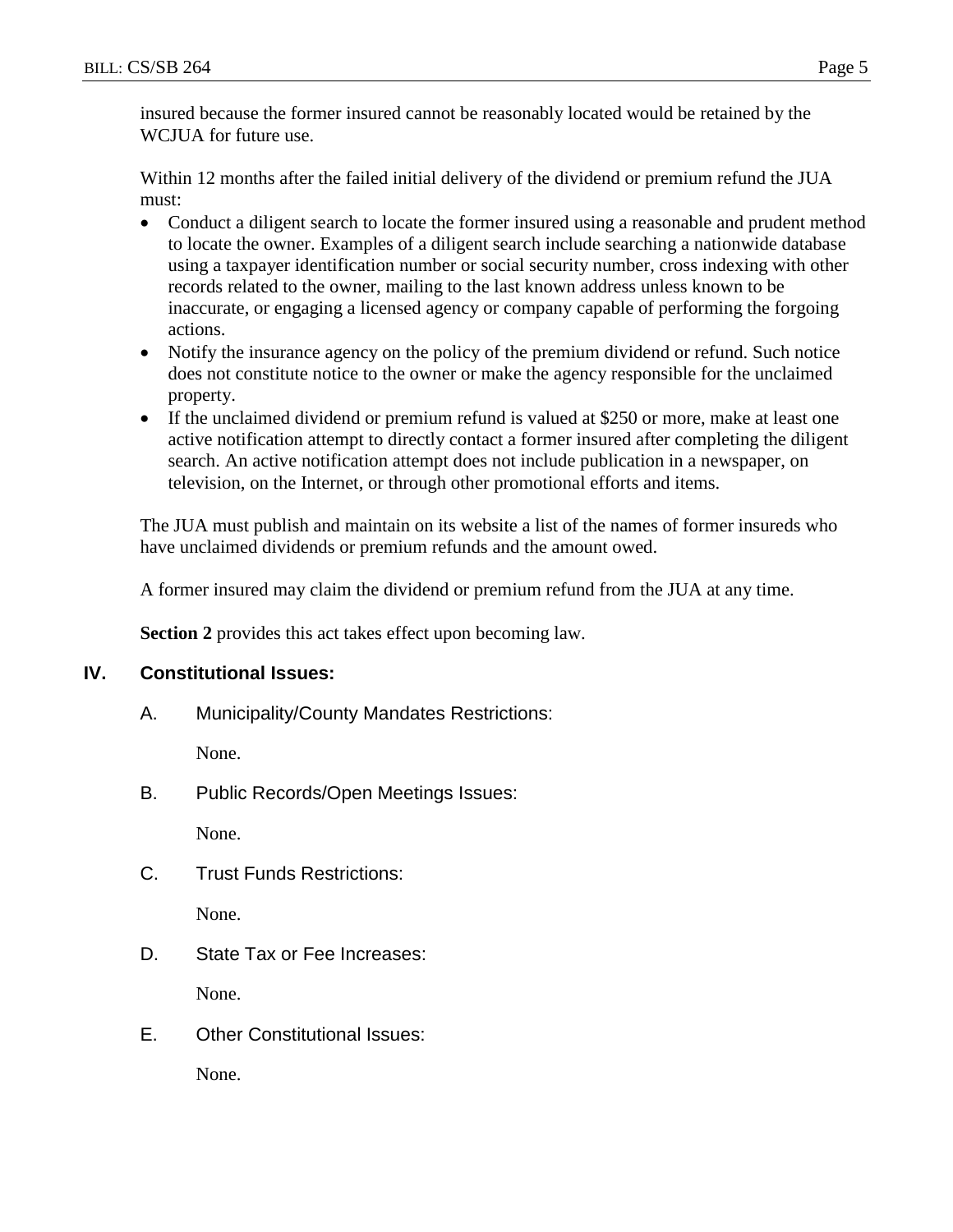insured because the former insured cannot be reasonably located would be retained by the WCJUA for future use.

Within 12 months after the failed initial delivery of the dividend or premium refund the JUA must:

- Conduct a diligent search to locate the former insured using a reasonable and prudent method to locate the owner. Examples of a diligent search include searching a nationwide database using a taxpayer identification number or social security number, cross indexing with other records related to the owner, mailing to the last known address unless known to be inaccurate, or engaging a licensed agency or company capable of performing the forgoing actions.
- Notify the insurance agency on the policy of the premium dividend or refund. Such notice does not constitute notice to the owner or make the agency responsible for the unclaimed property.
- If the unclaimed dividend or premium refund is valued at $250 or more, make at least one active notification attempt to directly contact a former insured after completing the diligent search. An active notification attempt does not include publication in a newspaper, on television, on the Internet, or through other promotional efforts and items.

The JUA must publish and maintain on its website a list of the names of former insureds who have unclaimed dividends or premium refunds and the amount owed.

A former insured may claim the dividend or premium refund from the JUA at any time.

**Section 2** provides this act takes effect upon becoming law.

## IV. Constitutional Issues:

### A. Municipality/County Mandates Restrictions:

None.

### B. Public Records/Open Meetings Issues:

None.

### C. Trust Funds Restrictions:

None.

### D. State Tax or Fee Increases:

None.

### E. Other Constitutional Issues:

None.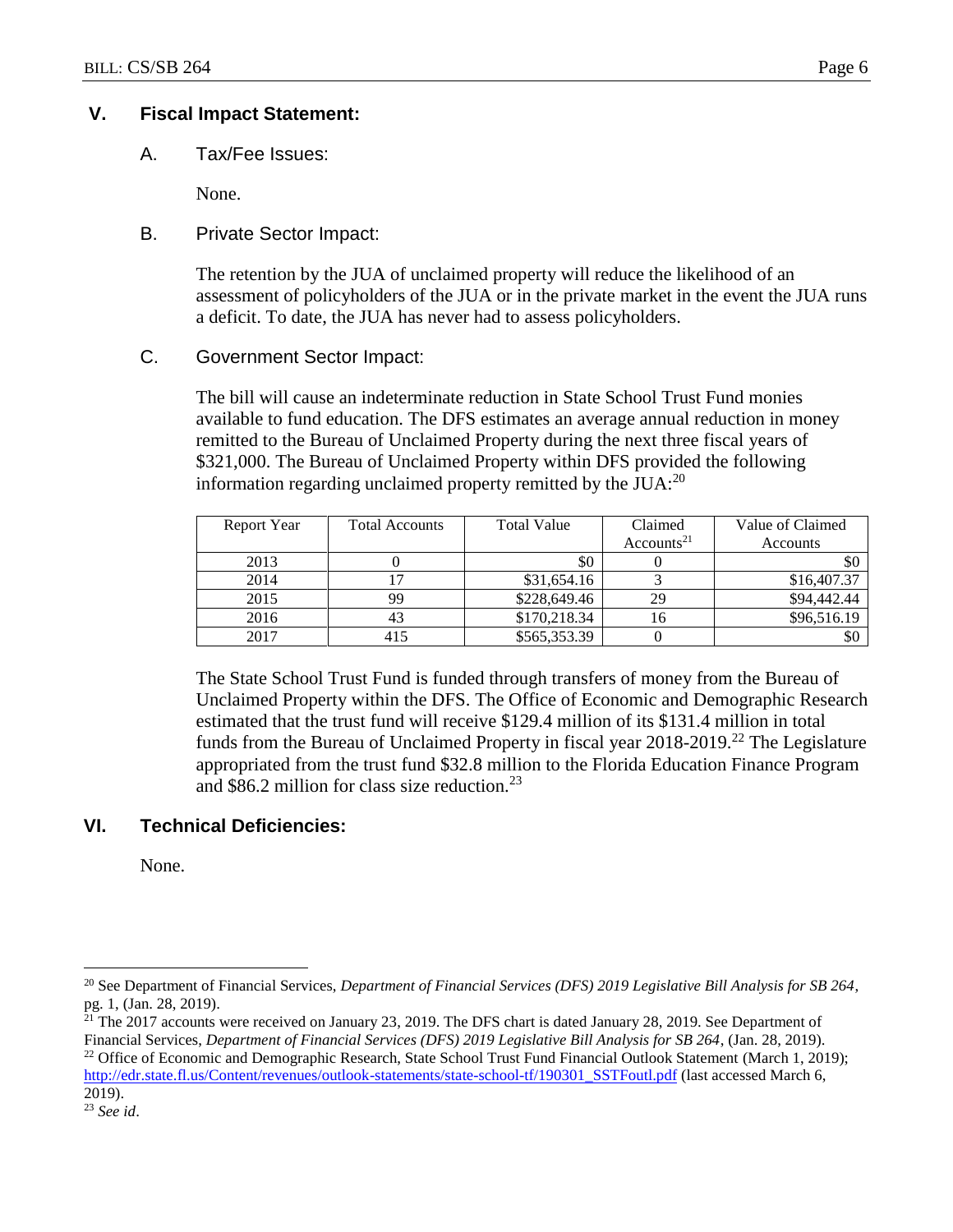## V. Fiscal Impact Statement:

### A. Tax/Fee Issues:

None.

### B. Private Sector Impact:

The retention by the JUA of unclaimed property will reduce the likelihood of an assessment of policyholders of the JUA or in the private market in the event the JUA runs a deficit. To date, the JUA has never had to assess policyholders.

### C. Government Sector Impact:

The bill will cause an indeterminate reduction in State School Trust Fund monies available to fund education. The DFS estimates an average annual reduction in money remitted to the Bureau of Unclaimed Property during the next three fiscal years of $321,000. The Bureau of Unclaimed Property within DFS provided the following information regarding unclaimed property remitted by the JUA:[20]

| Report Year | Total Accounts | Total Value | Claimed Accounts[21] | Value of Claimed Accounts |
|---|---|---|---|---|
| 2013 | 0 | $0 | 0 | $0 |
| 2014 | 17 | $31,654.16 | 3 | $16,407.37 |
| 2015 | 99 | $228,649.46 | 29 | $94,442.44 |
| 2016 | 43 | $170,218.34 | 16 | $96,516.19 |
| 2017 | 415 | $565,353.39 | 0 | $0 |

The State School Trust Fund is funded through transfers of money from the Bureau of Unclaimed Property within the DFS. The Office of Economic and Demographic Research estimated that the trust fund will receive $129.4 million of its $131.4 million in total funds from the Bureau of Unclaimed Property in fiscal year 2018-2019.[22] The Legislature appropriated from the trust fund $32.8 million to the Florida Education Finance Program and $86.2 million for class size reduction.[23]

## VI. Technical Deficiencies:

None.

---

[20] See Department of Financial Services, *Department of Financial Services (DFS) 2019 Legislative Bill Analysis for SB 264*, pg. 1, (Jan. 28, 2019).

[21] The 2017 accounts were received on January 23, 2019. The DFS chart is dated January 28, 2019. See Department of Financial Services, *Department of Financial Services (DFS) 2019 Legislative Bill Analysis for SB 264*, (Jan. 28, 2019).

[22] Office of Economic and Demographic Research, State School Trust Fund Financial Outlook Statement (March 1, 2019); http://edr.state.fl.us/Content/revenues/outlook-statements/state-school-tf/190301_SSTFoutl.pdf (last accessed March 6, 2019).

[23] *See id*.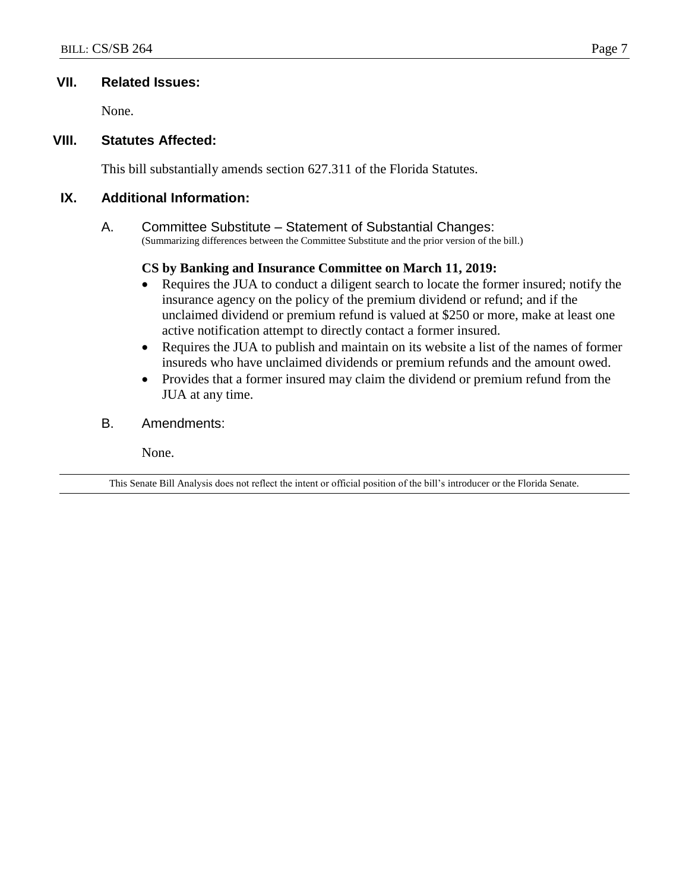## VII. Related Issues:

None.

## VIII. Statutes Affected:

This bill substantially amends section 627.311 of the Florida Statutes.

## IX. Additional Information:

### A. Committee Substitute – Statement of Substantial Changes:

(Summarizing differences between the Committee Substitute and the prior version of the bill.)

**CS by Banking and Insurance Committee on March 11, 2019:**

- Requires the JUA to conduct a diligent search to locate the former insured; notify the insurance agency on the policy of the premium dividend or refund; and if the unclaimed dividend or premium refund is valued at $250 or more, make at least one active notification attempt to directly contact a former insured.
- Requires the JUA to publish and maintain on its website a list of the names of former insureds who have unclaimed dividends or premium refunds and the amount owed.
- Provides that a former insured may claim the dividend or premium refund from the JUA at any time.

### B. Amendments:

None.

This Senate Bill Analysis does not reflect the intent or official position of the bill's introducer or the Florida Senate.